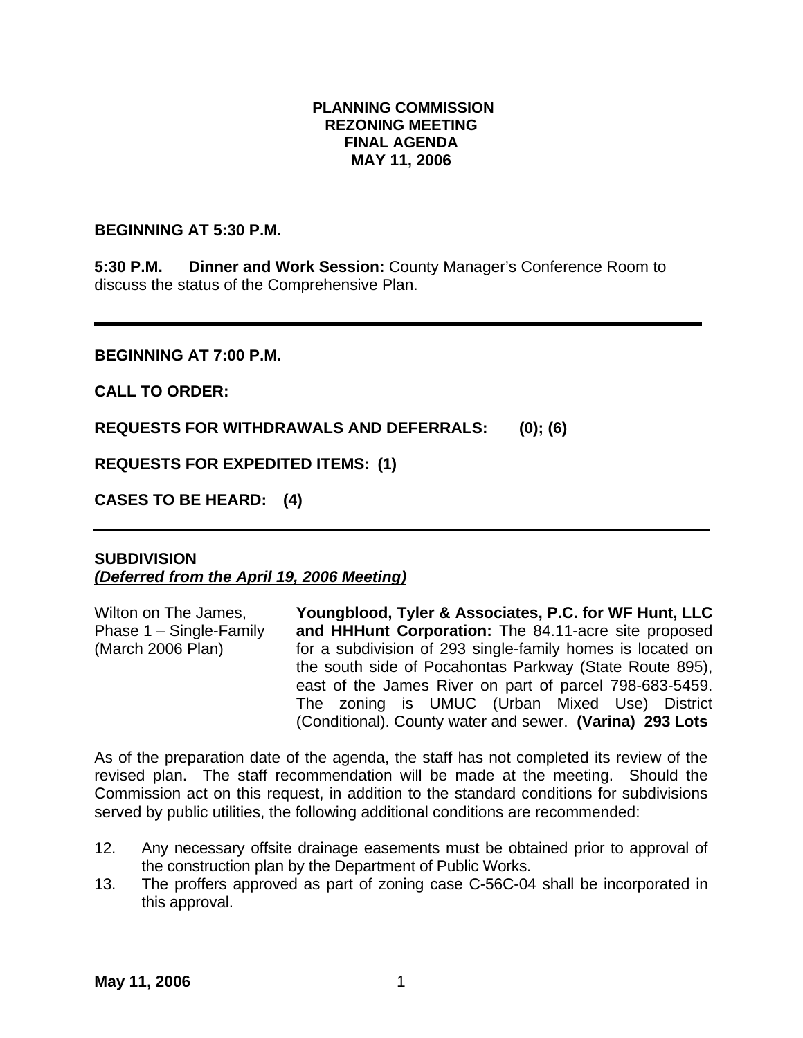**PLANNING COMMISSION**
**REZONING MEETING**
**FINAL AGENDA**
**MAY 11, 2006**

**BEGINNING AT 5:30 P.M.**

**5:30 P.M. Dinner and Work Session:** County Manager's Conference Room to discuss the status of the Comprehensive Plan.

---

**BEGINNING AT 7:00 P.M.**

**CALL TO ORDER:**

**REQUESTS FOR WITHDRAWALS AND DEFERRALS: (0); (6)**

**REQUESTS FOR EXPEDITED ITEMS: (1)**

**CASES TO BE HEARD: (4)**

---

**SUBDIVISION**
***(Deferred from the April 19, 2006 Meeting)***

| | |
|---|---|
| Wilton on The James, Phase 1 – Single-Family (March 2006 Plan) | **Youngblood, Tyler & Associates, P.C. for WF Hunt, LLC and HHHunt Corporation:** The 84.11-acre site proposed for a subdivision of 293 single-family homes is located on the south side of Pocahontas Parkway (State Route 895), east of the James River on part of parcel 798-683-5459. The zoning is UMUC (Urban Mixed Use) District (Conditional). County water and sewer. **(Varina) 293 Lots** |

As of the preparation date of the agenda, the staff has not completed its review of the revised plan. The staff recommendation will be made at the meeting. Should the Commission act on this request, in addition to the standard conditions for subdivisions served by public utilities, the following additional conditions are recommended:

12. Any necessary offsite drainage easements must be obtained prior to approval of the construction plan by the Department of Public Works.
13. The proffers approved as part of zoning case C-56C-04 shall be incorporated in this approval.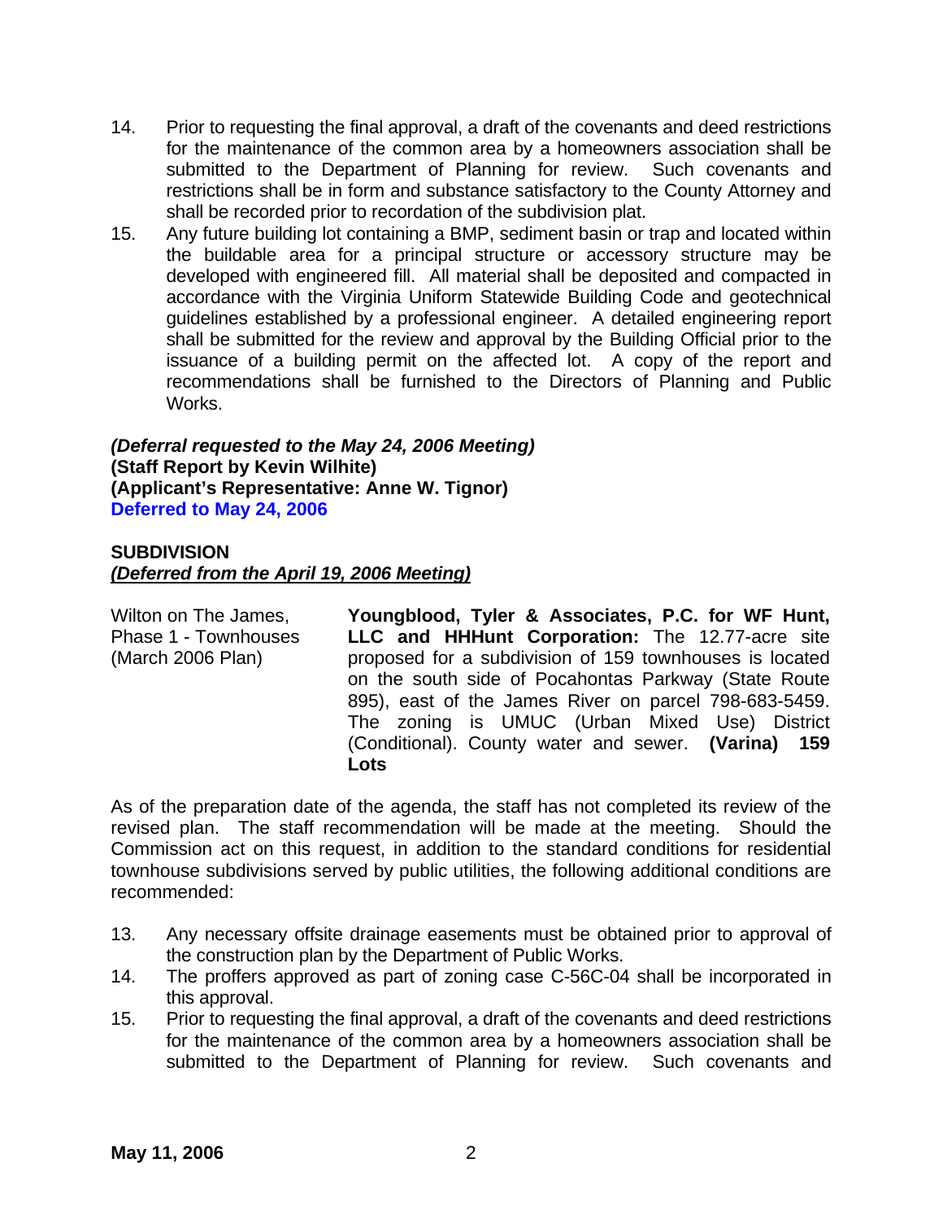14. Prior to requesting the final approval, a draft of the covenants and deed restrictions for the maintenance of the common area by a homeowners association shall be submitted to the Department of Planning for review. Such covenants and restrictions shall be in form and substance satisfactory to the County Attorney and shall be recorded prior to recordation of the subdivision plat.
15. Any future building lot containing a BMP, sediment basin or trap and located within the buildable area for a principal structure or accessory structure may be developed with engineered fill. All material shall be deposited and compacted in accordance with the Virginia Uniform Statewide Building Code and geotechnical guidelines established by a professional engineer. A detailed engineering report shall be submitted for the review and approval by the Building Official prior to the issuance of a building permit on the affected lot. A copy of the report and recommendations shall be furnished to the Directors of Planning and Public Works.

***(Deferral requested to the May 24, 2006 Meeting)***
**(Staff Report by Kevin Wilhite)**
**(Applicant's Representative: Anne W. Tignor)**
**Deferred to May 24, 2006**

**SUBDIVISION**
***(Deferred from the April 19, 2006 Meeting)***

Wilton on The James, Phase 1 - Townhouses (March 2006 Plan)

**Youngblood, Tyler & Associates, P.C. for WF Hunt, LLC and HHHunt Corporation:** The 12.77-acre site proposed for a subdivision of 159 townhouses is located on the south side of Pocahontas Parkway (State Route 895), east of the James River on parcel 798-683-5459. The zoning is UMUC (Urban Mixed Use) District (Conditional). County water and sewer. **(Varina) 159 Lots**

As of the preparation date of the agenda, the staff has not completed its review of the revised plan. The staff recommendation will be made at the meeting. Should the Commission act on this request, in addition to the standard conditions for residential townhouse subdivisions served by public utilities, the following additional conditions are recommended:

13. Any necessary offsite drainage easements must be obtained prior to approval of the construction plan by the Department of Public Works.
14. The proffers approved as part of zoning case C-56C-04 shall be incorporated in this approval.
15. Prior to requesting the final approval, a draft of the covenants and deed restrictions for the maintenance of the common area by a homeowners association shall be submitted to the Department of Planning for review. Such covenants and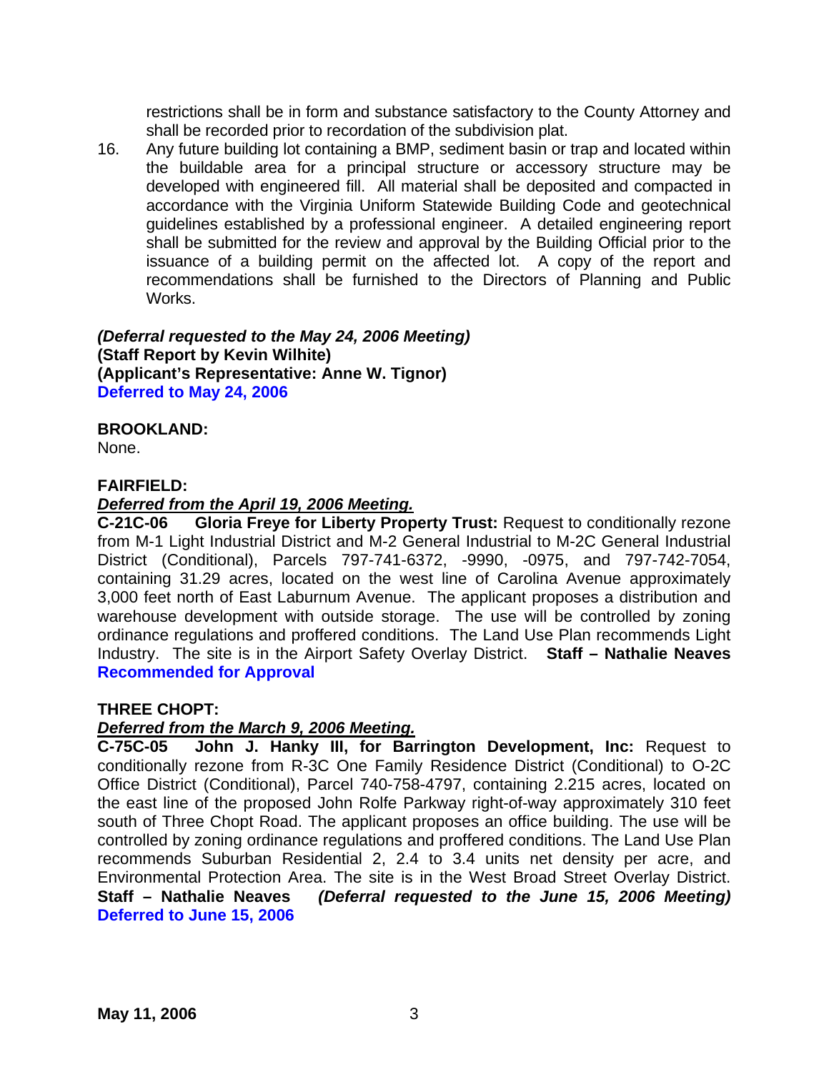restrictions shall be in form and substance satisfactory to the County Attorney and shall be recorded prior to recordation of the subdivision plat.

16. Any future building lot containing a BMP, sediment basin or trap and located within the buildable area for a principal structure or accessory structure may be developed with engineered fill. All material shall be deposited and compacted in accordance with the Virginia Uniform Statewide Building Code and geotechnical guidelines established by a professional engineer. A detailed engineering report shall be submitted for the review and approval by the Building Official prior to the issuance of a building permit on the affected lot. A copy of the report and recommendations shall be furnished to the Directors of Planning and Public Works.

***(Deferral requested to the May 24, 2006 Meeting)***
**(Staff Report by Kevin Wilhite)**
**(Applicant's Representative: Anne W. Tignor)**
**Deferred to May 24, 2006**

**BROOKLAND:**
None.

**FAIRFIELD:**
***Deferred from the April 19, 2006 Meeting.***
**C-21C-06 Gloria Freye for Liberty Property Trust:** Request to conditionally rezone from M-1 Light Industrial District and M-2 General Industrial to M-2C General Industrial District (Conditional), Parcels 797-741-6372, -9990, -0975, and 797-742-7054, containing 31.29 acres, located on the west line of Carolina Avenue approximately 3,000 feet north of East Laburnum Avenue. The applicant proposes a distribution and warehouse development with outside storage. The use will be controlled by zoning ordinance regulations and proffered conditions. The Land Use Plan recommends Light Industry. The site is in the Airport Safety Overlay District. **Staff – Nathalie Neaves**
**Recommended for Approval**

**THREE CHOPT:**
***Deferred from the March 9, 2006 Meeting.***
**C-75C-05 John J. Hanky III, for Barrington Development, Inc:** Request to conditionally rezone from R-3C One Family Residence District (Conditional) to O-2C Office District (Conditional), Parcel 740-758-4797, containing 2.215 acres, located on the east line of the proposed John Rolfe Parkway right-of-way approximately 310 feet south of Three Chopt Road. The applicant proposes an office building. The use will be controlled by zoning ordinance regulations and proffered conditions. The Land Use Plan recommends Suburban Residential 2, 2.4 to 3.4 units net density per acre, and Environmental Protection Area. The site is in the West Broad Street Overlay District. **Staff – Nathalie Neaves** ***(Deferral requested to the June 15, 2006 Meeting)***
**Deferred to June 15, 2006**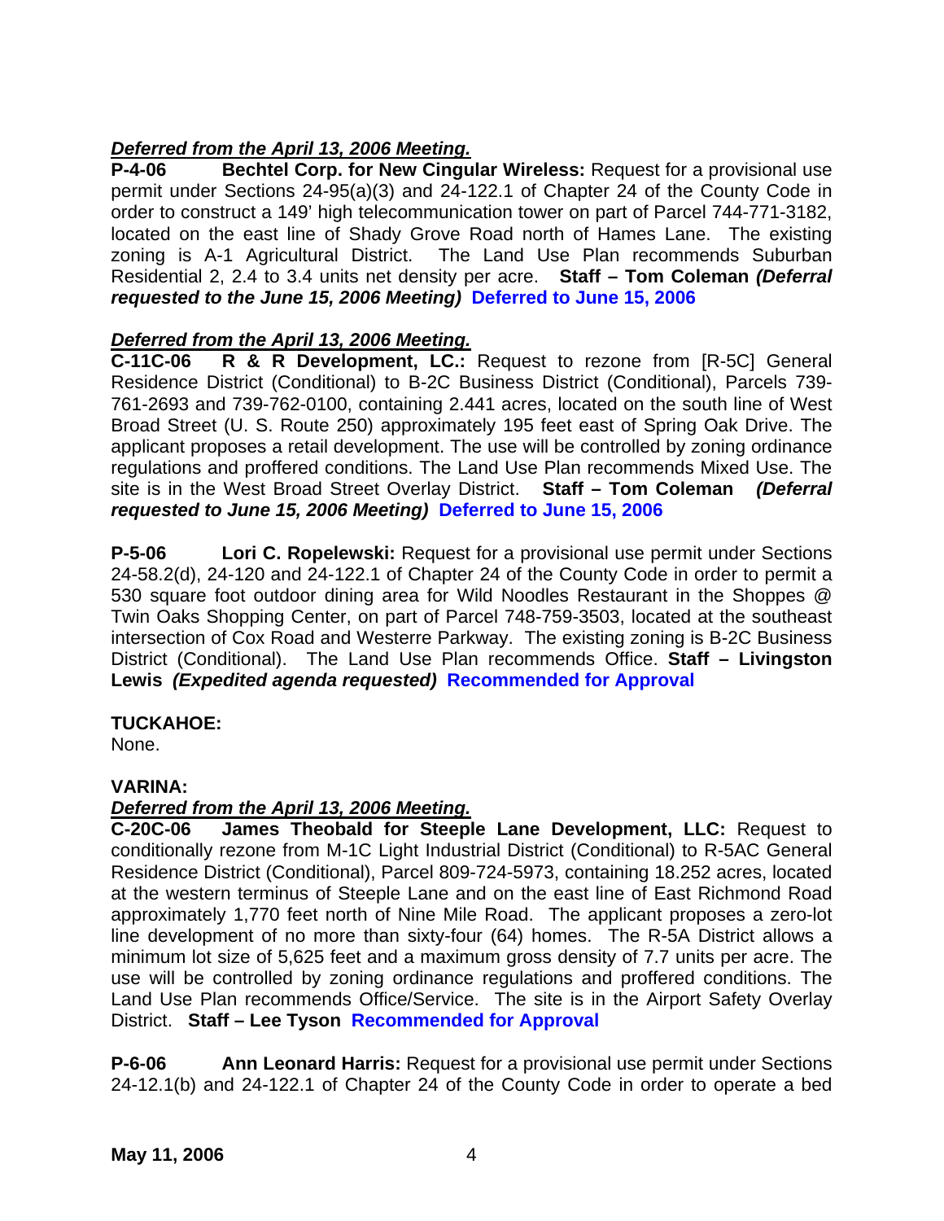***Deferred from the April 13, 2006 Meeting.***

**P-4-06 Bechtel Corp. for New Cingular Wireless:** Request for a provisional use permit under Sections 24-95(a)(3) and 24-122.1 of Chapter 24 of the County Code in order to construct a 149' high telecommunication tower on part of Parcel 744-771-3182, located on the east line of Shady Grove Road north of Hames Lane. The existing zoning is A-1 Agricultural District. The Land Use Plan recommends Suburban Residential 2, 2.4 to 3.4 units net density per acre. **Staff – Tom Coleman** ***(Deferral requested to the June 15, 2006 Meeting)*** **Deferred to June 15, 2006**

***Deferred from the April 13, 2006 Meeting.***

**C-11C-06 R & R Development, LC.:** Request to rezone from [R-5C] General Residence District (Conditional) to B-2C Business District (Conditional), Parcels 739-761-2693 and 739-762-0100, containing 2.441 acres, located on the south line of West Broad Street (U. S. Route 250) approximately 195 feet east of Spring Oak Drive. The applicant proposes a retail development. The use will be controlled by zoning ordinance regulations and proffered conditions. The Land Use Plan recommends Mixed Use. The site is in the West Broad Street Overlay District. **Staff – Tom Coleman** ***(Deferral requested to June 15, 2006 Meeting)*** **Deferred to June 15, 2006**

**P-5-06 Lori C. Ropelewski:** Request for a provisional use permit under Sections 24-58.2(d), 24-120 and 24-122.1 of Chapter 24 of the County Code in order to permit a 530 square foot outdoor dining area for Wild Noodles Restaurant in the Shoppes @ Twin Oaks Shopping Center, on part of Parcel 748-759-3503, located at the southeast intersection of Cox Road and Westerre Parkway. The existing zoning is B-2C Business District (Conditional). The Land Use Plan recommends Office. **Staff – Livingston Lewis** ***(Expedited agenda requested)*** **Recommended for Approval**

**TUCKAHOE:**

None.

**VARINA:**

***Deferred from the April 13, 2006 Meeting.***

**C-20C-06 James Theobald for Steeple Lane Development, LLC:** Request to conditionally rezone from M-1C Light Industrial District (Conditional) to R-5AC General Residence District (Conditional), Parcel 809-724-5973, containing 18.252 acres, located at the western terminus of Steeple Lane and on the east line of East Richmond Road approximately 1,770 feet north of Nine Mile Road. The applicant proposes a zero-lot line development of no more than sixty-four (64) homes. The R-5A District allows a minimum lot size of 5,625 feet and a maximum gross density of 7.7 units per acre. The use will be controlled by zoning ordinance regulations and proffered conditions. The Land Use Plan recommends Office/Service. The site is in the Airport Safety Overlay District. **Staff – Lee Tyson** **Recommended for Approval**

**P-6-06 Ann Leonard Harris:** Request for a provisional use permit under Sections 24-12.1(b) and 24-122.1 of Chapter 24 of the County Code in order to operate a bed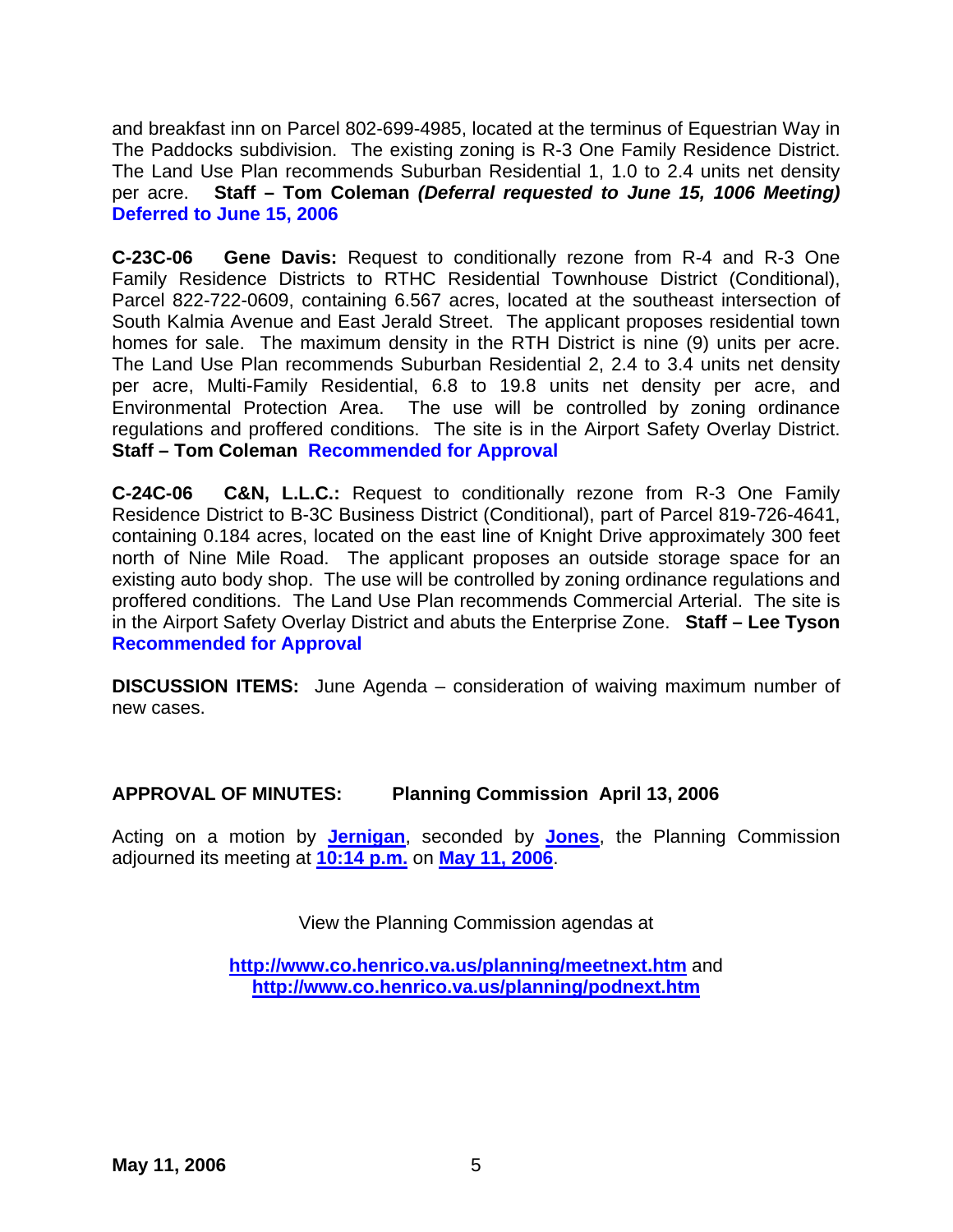and breakfast inn on Parcel 802-699-4985, located at the terminus of Equestrian Way in The Paddocks subdivision. The existing zoning is R-3 One Family Residence District. The Land Use Plan recommends Suburban Residential 1, 1.0 to 2.4 units net density per acre. **Staff – Tom Coleman** ***(Deferral requested to June 15, 1006 Meeting)*** **Deferred to June 15, 2006**

**C-23C-06 Gene Davis:** Request to conditionally rezone from R-4 and R-3 One Family Residence Districts to RTHC Residential Townhouse District (Conditional), Parcel 822-722-0609, containing 6.567 acres, located at the southeast intersection of South Kalmia Avenue and East Jerald Street. The applicant proposes residential town homes for sale. The maximum density in the RTH District is nine (9) units per acre. The Land Use Plan recommends Suburban Residential 2, 2.4 to 3.4 units net density per acre, Multi-Family Residential, 6.8 to 19.8 units net density per acre, and Environmental Protection Area. The use will be controlled by zoning ordinance regulations and proffered conditions. The site is in the Airport Safety Overlay District. **Staff – Tom Coleman Recommended for Approval**

**C-24C-06 C&N, L.L.C.:** Request to conditionally rezone from R-3 One Family Residence District to B-3C Business District (Conditional), part of Parcel 819-726-4641, containing 0.184 acres, located on the east line of Knight Drive approximately 300 feet north of Nine Mile Road. The applicant proposes an outside storage space for an existing auto body shop. The use will be controlled by zoning ordinance regulations and proffered conditions. The Land Use Plan recommends Commercial Arterial. The site is in the Airport Safety Overlay District and abuts the Enterprise Zone. **Staff – Lee Tyson Recommended for Approval**

**DISCUSSION ITEMS:** June Agenda – consideration of waiving maximum number of new cases.

**APPROVAL OF MINUTES: Planning Commission April 13, 2006**

Acting on a motion by **Jernigan**, seconded by **Jones**, the Planning Commission adjourned its meeting at **10:14 p.m.** on **May 11, 2006**.

View the Planning Commission agendas at

**http://www.co.henrico.va.us/planning/meetnext.htm** and **http://www.co.henrico.va.us/planning/podnext.htm**